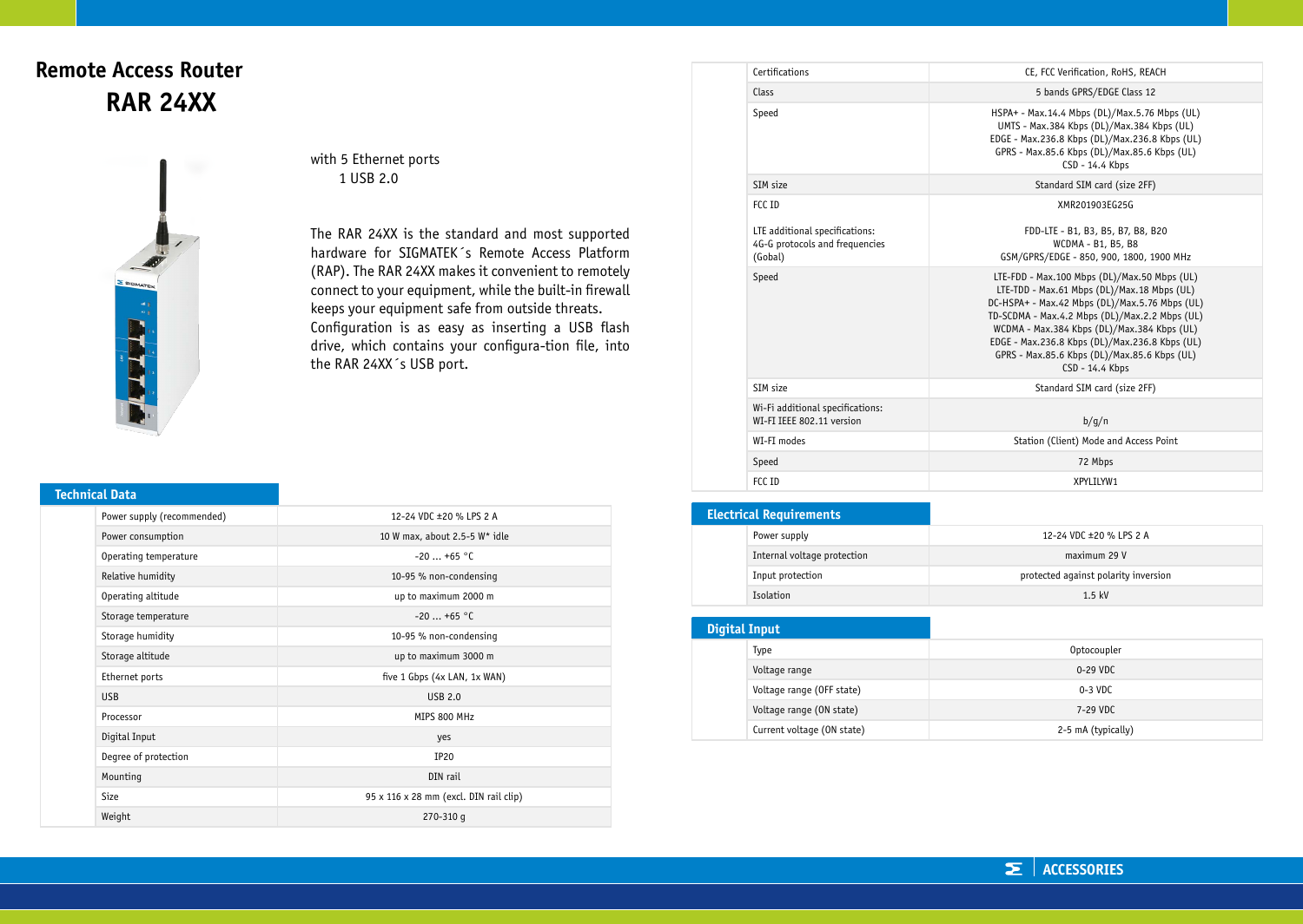# Remote Access Router

# RAR 24XX

with 5 Ethernet ports
1 USB 2.0

The RAR 24XX is the standard and most supported hardware for SIGMATEK´s Remote Access Platform (RAP). The RAR 24XX makes it convenient to remotely connect to your equipment, while the built-in firewall keeps your equipment safe from outside threats. Configuration is as easy as inserting a USB flash drive, which contains your configura-tion file, into the RAR 24XX´s USB port.

## Technical Data

| | |
|---|---|
| Power supply (recommended) | 12-24 VDC ±20 % LPS 2 A |
| Power consumption | 10 W max, about 2.5-5 W* idle |
| Operating temperature | -20 ... +65 °C |
| Relative humidity | 10-95 % non-condensing |
| Operating altitude | up to maximum 2000 m |
| Storage temperature | -20 ... +65 °C |
| Storage humidity | 10-95 % non-condensing |
| Storage altitude | up to maximum 3000 m |
| Ethernet ports | five 1 Gbps (4x LAN, 1x WAN) |
| USB | USB 2.0 |
| Processor | MIPS 800 MHz |
| Digital Input | yes |
| Degree of protection | IP20 |
| Mounting | DIN rail |
| Size | 95 x 116 x 28 mm (excl. DIN rail clip) |
| Weight | 270-310 g |

| | |
|---|---|
| Certifications | CE, FCC Verification, RoHS, REACH |
| Class | 5 bands GPRS/EDGE Class 12 |
| Speed | HSPA+ - Max.14.4 Mbps (DL)/Max.5.76 Mbps (UL)<br>UMTS - Max.384 Kbps (DL)/Max.384 Kbps (UL)<br>EDGE - Max.236.8 Kbps (DL)/Max.236.8 Kbps (UL)<br>GPRS - Max.85.6 Kbps (DL)/Max.85.6 Kbps (UL)<br>CSD - 14.4 Kbps |
| SIM size | Standard SIM card (size 2FF) |
| FCC ID | XMR201903EG25G |
| LTE additional specifications:<br>4G-G protocols and frequencies (Gobal) | FDD-LTE - B1, B3, B5, B7, B8, B20<br>WCDMA - B1, B5, B8<br>GSM/GPRS/EDGE - 850, 900, 1800, 1900 MHz |
| Speed | LTE-FDD - Max.100 Mbps (DL)/Max.50 Mbps (UL)<br>LTE-TDD - Max.61 Mbps (DL)/Max.18 Mbps (UL)<br>DC-HSPA+ - Max.42 Mbps (DL)/Max.5.76 Mbps (UL)<br>TD-SCDMA - Max.4.2 Mbps (DL)/Max.2.2 Mbps (UL)<br>WCDMA - Max.384 Kbps (DL)/Max.384 Kbps (UL)<br>EDGE - Max.236.8 Kbps (DL)/Max.236.8 Kbps (UL)<br>GPRS - Max.85.6 Kbps (DL)/Max.85.6 Kbps (UL)<br>CSD - 14.4 Kbps |
| SIM size | Standard SIM card (size 2FF) |
| Wi-Fi additional specifications:<br>WI-FI IEEE 802.11 version | b/g/n |
| WI-FI modes | Station (Client) Mode and Access Point |
| Speed | 72 Mbps |
| FCC ID | XPYLILYW1 |

## Electrical Requirements

| | |
|---|---|
| Power supply | 12-24 VDC ±20 % LPS 2 A |
| Internal voltage protection | maximum 29 V |
| Input protection | protected against polarity inversion |
| Isolation | 1.5 kV |

## Digital Input

| | |
|---|---|
| Type | Optocoupler |
| Voltage range | 0-29 VDC |
| Voltage range (OFF state) | 0-3 VDC |
| Voltage range (ON state) | 7-29 VDC |
| Current voltage (ON state) | 2-5 mA (typically) |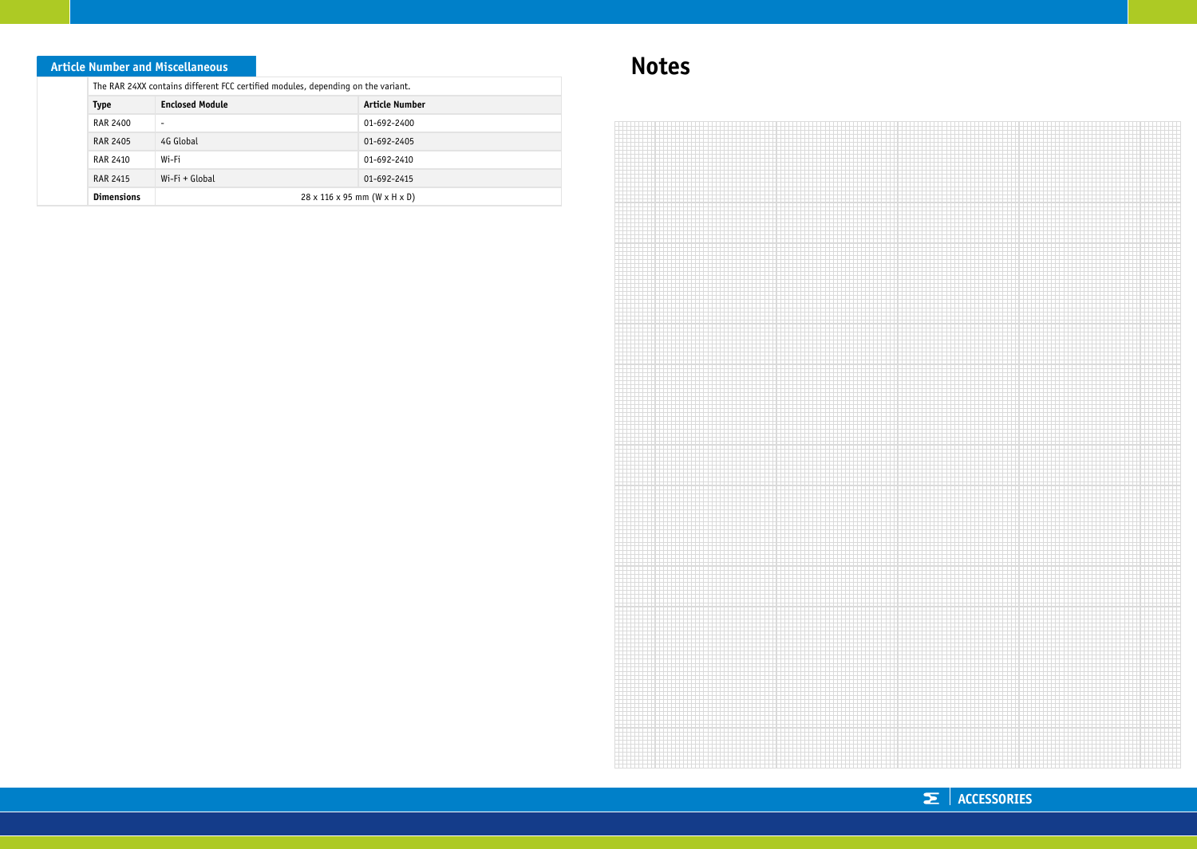## Article Number and Miscellaneous

The RAR 24XX contains different FCC certified modules, depending on the variant.

| Type | Enclosed Module | Article Number |
|---|---|---|
| RAR 2400 | - | 01-692-2400 |
| RAR 2405 | 4G Global | 01-692-2405 |
| RAR 2410 | Wi-Fi | 01-692-2410 |
| RAR 2415 | Wi-Fi + Global | 01-692-2415 |
| **Dimensions** | 28 x 116 x 95 mm (W x H x D) | |

# Notes